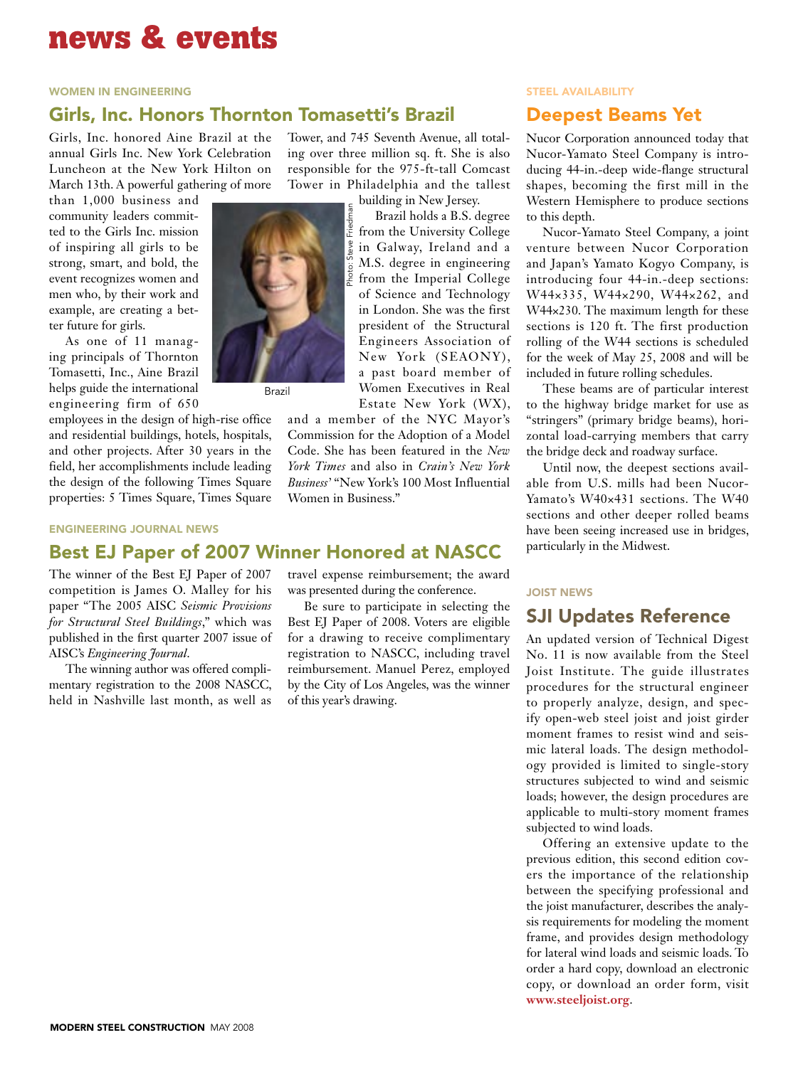# news & events

## WOMEN IN ENGINEERING

### Girls, Inc. Honors Thornton Tomasetti's Brazil

Girls, Inc. honored Aine Brazil at the annual Girls Inc. New York Celebration Luncheon at the New York Hilton on March 13th. A powerful gathering of more than 1,000 business and community leaders committed to the Girls Inc. mission of inspiring all girls to be strong, smart, and bold, the event recognizes women and men who, by their work and example, are creating a better future for girls.

As one of 11 managing principals of Thornton Tomasetti, Inc., Aine Brazil helps guide the international engineering firm of 650 employees in the design of high-rise office and residential buildings, hotels, hospitals, and other projects. After 30 years in the field, her accomplishments include leading the design of the following Times Square properties: 5 Times Square, Times Square Tower, and 745 Seventh Avenue, all totaling over three million sq. ft. She is also responsible for the 975-ft-tall Comcast Tower in Philadelphia and the tallest building in New Jersey.

Brazil holds a B.S. degree from the University College in Galway, Ireland and a M.S. degree in engineering from the Imperial College of Science and Technology in London. She was the first president of the Structural Engineers Association of New York (SEAONY), a past board member of Women Executives in Real Estate New York (WX), and a member of the NYC Mayor's Commission for the Adoption of a Model Code. She has been featured in the *New York Times* and also in *Crain's New York Business'* "New York's 100 Most Influential Women in Business."

Photo: Steve Friedman

Brazil

## ENGINEERING JOURNAL NEWS

### Best EJ Paper of 2007 Winner Honored at NASCC

The winner of the Best EJ Paper of 2007 competition is James O. Malley for his paper "The 2005 AISC *Seismic Provisions for Structural Steel Buildings*," which was published in the first quarter 2007 issue of AISC's *Engineering Journal*.

The winning author was offered complimentary registration to the 2008 NASCC, held in Nashville last month, as well as travel expense reimbursement; the award was presented during the conference.

Be sure to participate in selecting the Best EJ Paper of 2008. Voters are eligible for a drawing to receive complimentary registration to NASCC, including travel reimbursement. Manuel Perez, employed by the City of Los Angeles, was the winner of this year's drawing.

## STEEL AVAILABILITY

### Deepest Beams Yet

Nucor Corporation announced today that Nucor-Yamato Steel Company is introducing 44-in.-deep wide-flange structural shapes, becoming the first mill in the Western Hemisphere to produce sections to this depth.

Nucor-Yamato Steel Company, a joint venture between Nucor Corporation and Japan's Yamato Kogyo Company, is introducing four 44-in.-deep sections: W44×335, W44×290, W44×262, and W44×230. The maximum length for these sections is 120 ft. The first production rolling of the W44 sections is scheduled for the week of May 25, 2008 and will be included in future rolling schedules.

These beams are of particular interest to the highway bridge market for use as "stringers" (primary bridge beams), horizontal load-carrying members that carry the bridge deck and roadway surface.

Until now, the deepest sections available from U.S. mills had been Nucor-Yamato's W40×431 sections. The W40 sections and other deeper rolled beams have been seeing increased use in bridges, particularly in the Midwest.

## JOIST NEWS

### SJI Updates Reference

An updated version of Technical Digest No. 11 is now available from the Steel Joist Institute. The guide illustrates procedures for the structural engineer to properly analyze, design, and specify open-web steel joist and joist girder moment frames to resist wind and seismic lateral loads. The design methodology provided is limited to single-story structures subjected to wind and seismic loads; however, the design procedures are applicable to multi-story moment frames subjected to wind loads.

Offering an extensive update to the previous edition, this second edition covers the importance of the relationship between the specifying professional and the joist manufacturer, describes the analysis requirements for modeling the moment frame, and provides design methodology for lateral wind loads and seismic loads. To order a hard copy, download an electronic copy, or download an order form, visit **www.steeljoist.org**.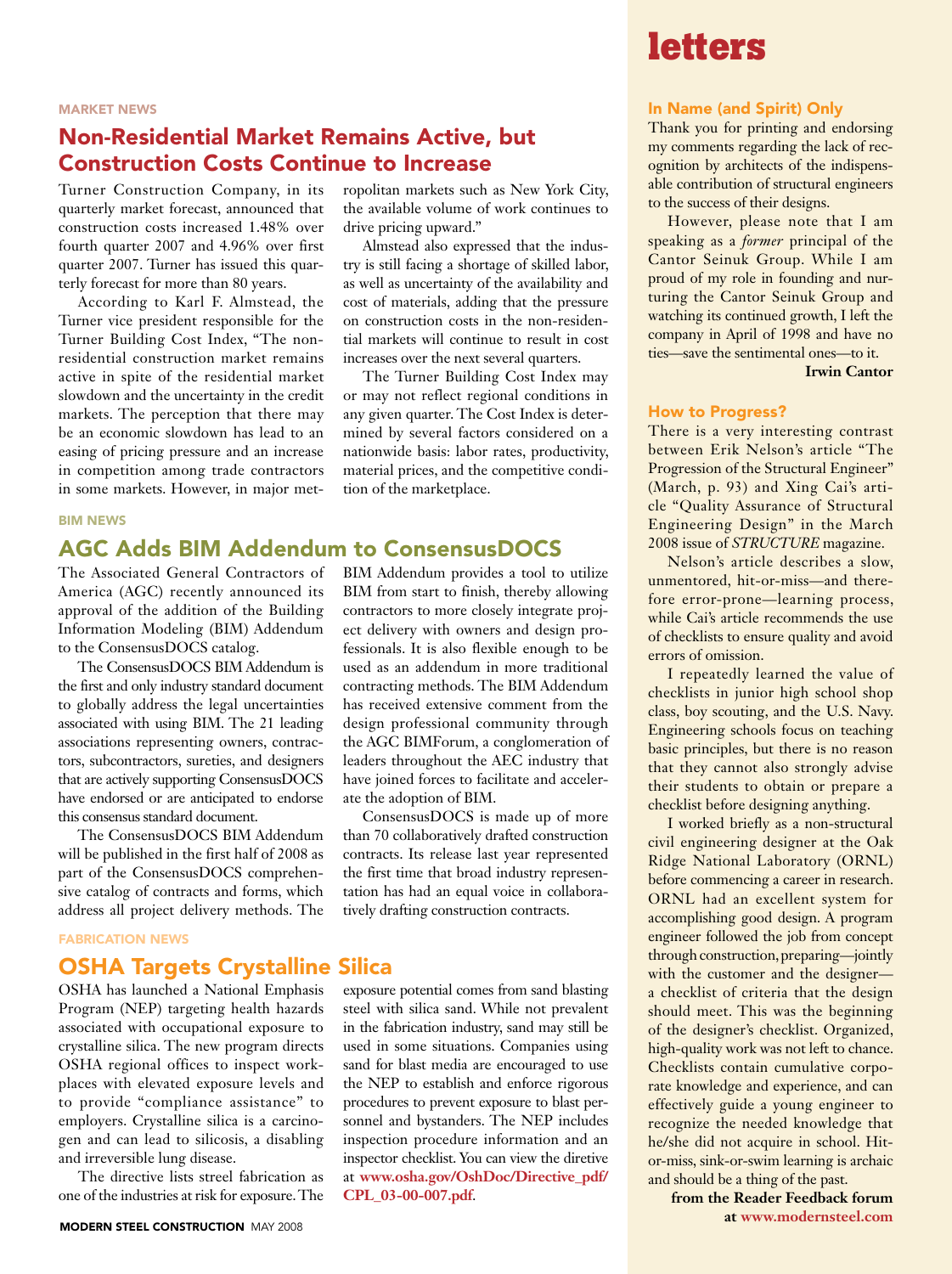MARKET NEWS

## Non-Residential Market Remains Active, but Construction Costs Continue to Increase

Turner Construction Company, in its quarterly market forecast, announced that construction costs increased 1.48% over fourth quarter 2007 and 4.96% over first quarter 2007. Turner has issued this quarterly forecast for more than 80 years.

According to Karl F. Almstead, the Turner vice president responsible for the Turner Building Cost Index, "The non-residential construction market remains active in spite of the residential market slowdown and the uncertainty in the credit markets. The perception that there may be an economic slowdown has lead to an easing of pricing pressure and an increase in competition among trade contractors in some markets. However, in major metropolitan markets such as New York City, the available volume of work continues to drive pricing upward."

Almstead also expressed that the industry is still facing a shortage of skilled labor, as well as uncertainty of the availability and cost of materials, adding that the pressure on construction costs in the non-residential markets will continue to result in cost increases over the next several quarters.

The Turner Building Cost Index may or may not reflect regional conditions in any given quarter. The Cost Index is determined by several factors considered on a nationwide basis: labor rates, productivity, material prices, and the competitive condition of the marketplace.

BIM NEWS

## AGC Adds BIM Addendum to ConsensusDOCS

The Associated General Contractors of America (AGC) recently announced its approval of the addition of the Building Information Modeling (BIM) Addendum to the ConsensusDOCS catalog.

The ConsensusDOCS BIM Addendum is the first and only industry standard document to globally address the legal uncertainties associated with using BIM. The 21 leading associations representing owners, contractors, subcontractors, sureties, and designers that are actively supporting ConsensusDOCS have endorsed or are anticipated to endorse this consensus standard document.

The ConsensusDOCS BIM Addendum will be published in the first half of 2008 as part of the ConsensusDOCS comprehensive catalog of contracts and forms, which address all project delivery methods. The BIM Addendum provides a tool to utilize BIM from start to finish, thereby allowing contractors to more closely integrate project delivery with owners and design professionals. It is also flexible enough to be used as an addendum in more traditional contracting methods. The BIM Addendum has received extensive comment from the design professional community through the AGC BIMForum, a conglomeration of leaders throughout the AEC industry that have joined forces to facilitate and accelerate the adoption of BIM.

ConsensusDOCS is made up of more than 70 collaboratively drafted construction contracts. Its release last year represented the first time that broad industry representation has had an equal voice in collaboratively drafting construction contracts.

FABRICATION NEWS

## OSHA Targets Crystalline Silica

OSHA has launched a National Emphasis Program (NEP) targeting health hazards associated with occupational exposure to crystalline silica. The new program directs OSHA regional offices to inspect workplaces with elevated exposure levels and to provide "compliance assistance" to employers. Crystalline silica is a carcinogen and can lead to silicosis, a disabling and irreversible lung disease.

The directive lists streel fabrication as one of the industries at risk for exposure. The exposure potential comes from sand blasting steel with silica sand. While not prevalent in the fabrication industry, sand may still be used in some situations. Companies using sand for blast media are encouraged to use the NEP to establish and enforce rigorous procedures to prevent exposure to blast personnel and bystanders. The NEP includes inspection procedure information and an inspector checklist. You can view the diretive at **www.osha.gov/OshDoc/Directive_pdf/CPL_03-00-007.pdf**.

# letters

### In Name (and Spirit) Only

Thank you for printing and endorsing my comments regarding the lack of recognition by architects of the indispensable contribution of structural engineers to the success of their designs.

However, please note that I am speaking as a *former* principal of the Cantor Seinuk Group. While I am proud of my role in founding and nurturing the Cantor Seinuk Group and watching its continued growth, I left the company in April of 1998 and have no ties—save the sentimental ones—to it.

**Irwin Cantor**

### How to Progress?

There is a very interesting contrast between Erik Nelson's article "The Progression of the Structural Engineer" (March, p. 93) and Xing Cai's article "Quality Assurance of Structural Engineering Design" in the March 2008 issue of *STRUCTURE* magazine.

Nelson's article describes a slow, unmentored, hit-or-miss—and therefore error-prone—learning process, while Cai's article recommends the use of checklists to ensure quality and avoid errors of omission.

I repeatedly learned the value of checklists in junior high school shop class, boy scouting, and the U.S. Navy. Engineering schools focus on teaching basic principles, but there is no reason that they cannot also strongly advise their students to obtain or prepare a checklist before designing anything.

I worked briefly as a non-structural civil engineering designer at the Oak Ridge National Laboratory (ORNL) before commencing a career in research. ORNL had an excellent system for accomplishing good design. A program engineer followed the job from concept through construction, preparing—jointly with the customer and the designer—a checklist of criteria that the design should meet. This was the beginning of the designer's checklist. Organized, high-quality work was not left to chance. Checklists contain cumulative corporate knowledge and experience, and can effectively guide a young engineer to recognize the needed knowledge that he/she did not acquire in school. Hit-or-miss, sink-or-swim learning is archaic and should be a thing of the past.

**from the Reader Feedback forum at www.modernsteel.com**